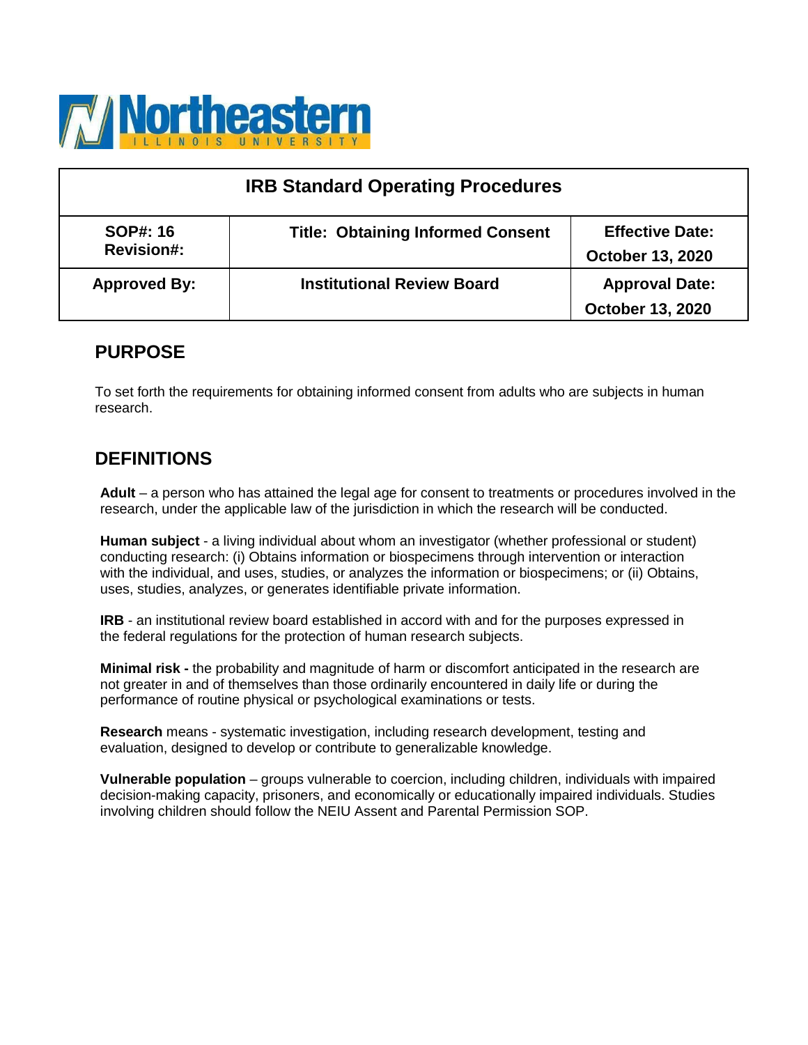| IRB Standard Operating Procedures | | |
| --- | --- | --- |
| **SOP#: 16**<br>**Revision#:** | **Title: Obtaining Informed Consent** | **Effective Date:**<br>**October 13, 2020** |
| **Approved By:** | **Institutional Review Board** | **Approval Date:**<br>**October 13, 2020** |

## PURPOSE

To set forth the requirements for obtaining informed consent from adults who are subjects in human research.

## DEFINITIONS

**Adult** – a person who has attained the legal age for consent to treatments or procedures involved in the research, under the applicable law of the jurisdiction in which the research will be conducted.

**Human subject** - a living individual about whom an investigator (whether professional or student) conducting research: (i) Obtains information or biospecimens through intervention or interaction with the individual, and uses, studies, or analyzes the information or biospecimens; or (ii) Obtains, uses, studies, analyzes, or generates identifiable private information.

**IRB** - an institutional review board established in accord with and for the purposes expressed in the federal regulations for the protection of human research subjects.

**Minimal risk -** the probability and magnitude of harm or discomfort anticipated in the research are not greater in and of themselves than those ordinarily encountered in daily life or during the performance of routine physical or psychological examinations or tests.

**Research** means - systematic investigation, including research development, testing and evaluation, designed to develop or contribute to generalizable knowledge.

**Vulnerable population** – groups vulnerable to coercion, including children, individuals with impaired decision-making capacity, prisoners, and economically or educationally impaired individuals. Studies involving children should follow the NEIU Assent and Parental Permission SOP.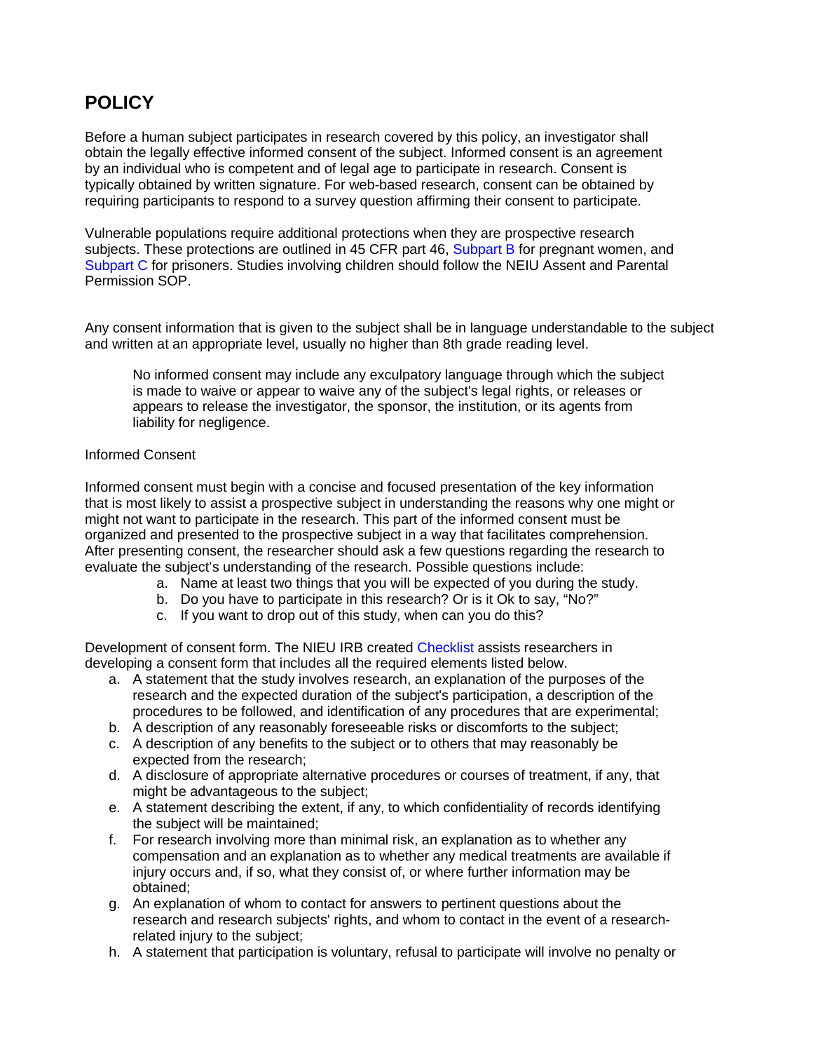## POLICY

Before a human subject participates in research covered by this policy, an investigator shall obtain the legally effective informed consent of the subject. Informed consent is an agreement by an individual who is competent and of legal age to participate in research. Consent is typically obtained by written signature. For web-based research, consent can be obtained by requiring participants to respond to a survey question affirming their consent to participate.

Vulnerable populations require additional protections when they are prospective research subjects. These protections are outlined in 45 CFR part 46, Subpart B for pregnant women, and Subpart C for prisoners. Studies involving children should follow the NEIU Assent and Parental Permission SOP.

Any consent information that is given to the subject shall be in language understandable to the subject and written at an appropriate level, usually no higher than 8th grade reading level.

> No informed consent may include any exculpatory language through which the subject is made to waive or appear to waive any of the subject's legal rights, or releases or appears to release the investigator, the sponsor, the institution, or its agents from liability for negligence.

Informed Consent

Informed consent must begin with a concise and focused presentation of the key information that is most likely to assist a prospective subject in understanding the reasons why one might or might not want to participate in the research. This part of the informed consent must be organized and presented to the prospective subject in a way that facilitates comprehension. After presenting consent, the researcher should ask a few questions regarding the research to evaluate the subject's understanding of the research. Possible questions include:

a. Name at least two things that you will be expected of you during the study.
b. Do you have to participate in this research? Or is it Ok to say, "No?"
c. If you want to drop out of this study, when can you do this?

Development of consent form. The NIEU IRB created Checklist assists researchers in developing a consent form that includes all the required elements listed below.

a. A statement that the study involves research, an explanation of the purposes of the research and the expected duration of the subject's participation, a description of the procedures to be followed, and identification of any procedures that are experimental;
b. A description of any reasonably foreseeable risks or discomforts to the subject;
c. A description of any benefits to the subject or to others that may reasonably be expected from the research;
d. A disclosure of appropriate alternative procedures or courses of treatment, if any, that might be advantageous to the subject;
e. A statement describing the extent, if any, to which confidentiality of records identifying the subject will be maintained;
f. For research involving more than minimal risk, an explanation as to whether any compensation and an explanation as to whether any medical treatments are available if injury occurs and, if so, what they consist of, or where further information may be obtained;
g. An explanation of whom to contact for answers to pertinent questions about the research and research subjects' rights, and whom to contact in the event of a research-related injury to the subject;
h. A statement that participation is voluntary, refusal to participate will involve no penalty or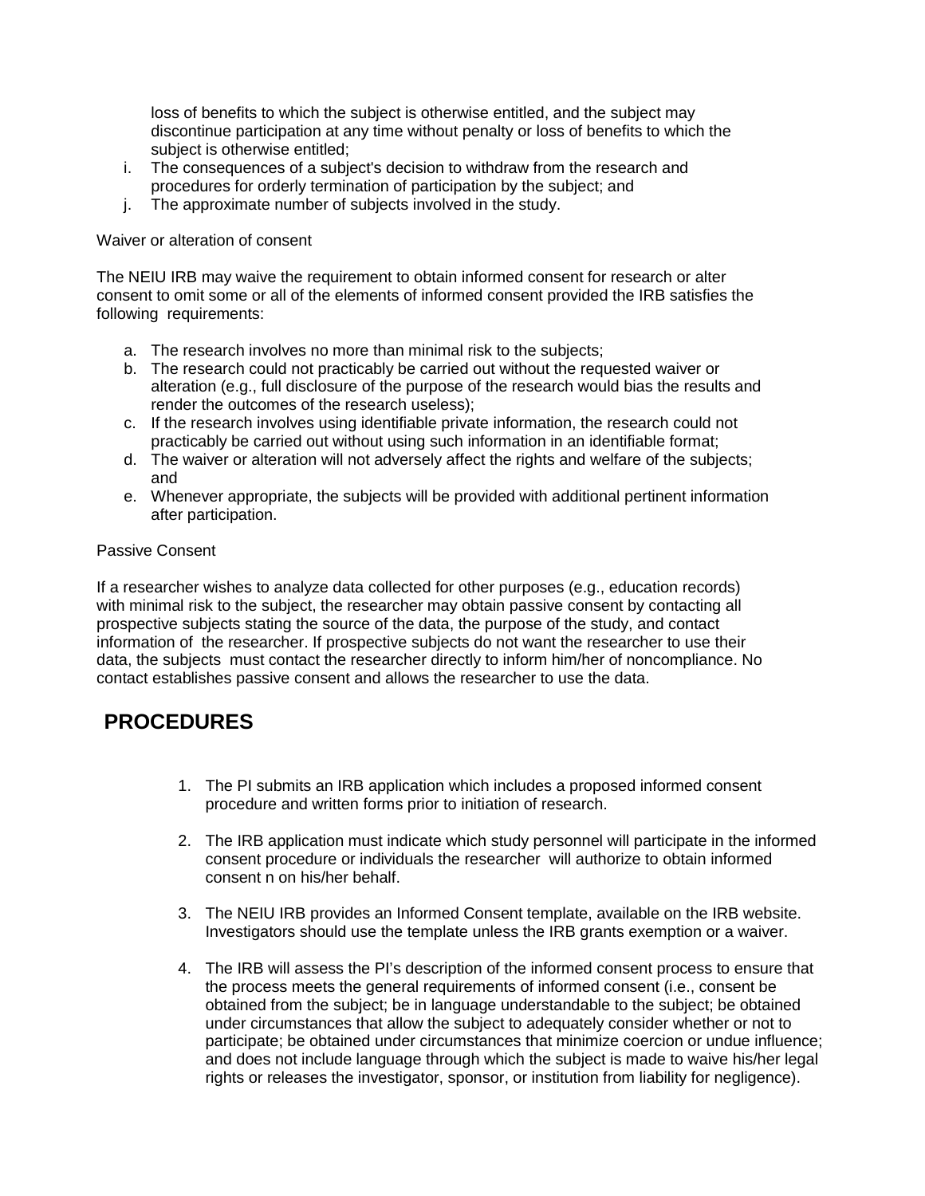loss of benefits to which the subject is otherwise entitled, and the subject may discontinue participation at any time without penalty or loss of benefits to which the subject is otherwise entitled;

i. The consequences of a subject's decision to withdraw from the research and procedures for orderly termination of participation by the subject; and
j. The approximate number of subjects involved in the study.

Waiver or alteration of consent

The NEIU IRB may waive the requirement to obtain informed consent for research or alter consent to omit some or all of the elements of informed consent provided the IRB satisfies the following requirements:

a. The research involves no more than minimal risk to the subjects;
b. The research could not practicably be carried out without the requested waiver or alteration (e.g., full disclosure of the purpose of the research would bias the results and render the outcomes of the research useless);
c. If the research involves using identifiable private information, the research could not practicably be carried out without using such information in an identifiable format;
d. The waiver or alteration will not adversely affect the rights and welfare of the subjects; and
e. Whenever appropriate, the subjects will be provided with additional pertinent information after participation.

Passive Consent

If a researcher wishes to analyze data collected for other purposes (e.g., education records) with minimal risk to the subject, the researcher may obtain passive consent by contacting all prospective subjects stating the source of the data, the purpose of the study, and contact information of the researcher. If prospective subjects do not want the researcher to use their data, the subjects must contact the researcher directly to inform him/her of noncompliance. No contact establishes passive consent and allows the researcher to use the data.

## PROCEDURES

1. The PI submits an IRB application which includes a proposed informed consent procedure and written forms prior to initiation of research.

2. The IRB application must indicate which study personnel will participate in the informed consent procedure or individuals the researcher will authorize to obtain informed consent n on his/her behalf.

3. The NEIU IRB provides an Informed Consent template, available on the IRB website. Investigators should use the template unless the IRB grants exemption or a waiver.

4. The IRB will assess the PI's description of the informed consent process to ensure that the process meets the general requirements of informed consent (i.e., consent be obtained from the subject; be in language understandable to the subject; be obtained under circumstances that allow the subject to adequately consider whether or not to participate; be obtained under circumstances that minimize coercion or undue influence; and does not include language through which the subject is made to waive his/her legal rights or releases the investigator, sponsor, or institution from liability for negligence).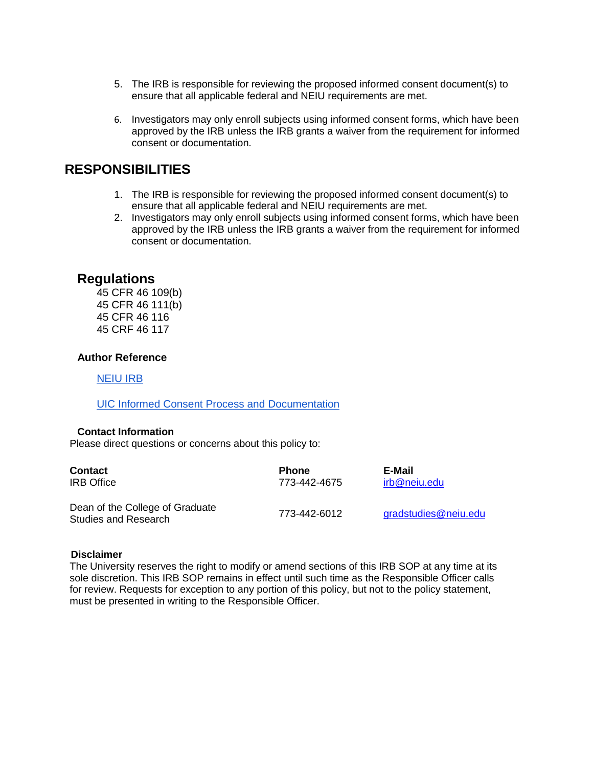5. The IRB is responsible for reviewing the proposed informed consent document(s) to ensure that all applicable federal and NEIU requirements are met.

6. Investigators may only enroll subjects using informed consent forms, which have been approved by the IRB unless the IRB grants a waiver from the requirement for informed consent or documentation.

# RESPONSIBILITIES

1. The IRB is responsible for reviewing the proposed informed consent document(s) to ensure that all applicable federal and NEIU requirements are met.
2. Investigators may only enroll subjects using informed consent forms, which have been approved by the IRB unless the IRB grants a waiver from the requirement for informed consent or documentation.

## Regulations

45 CFR 46 109(b)
45 CFR 46 111(b)
45 CFR 46 116
45 CRF 46 117

### Author Reference

NEIU IRB

UIC Informed Consent Process and Documentation

### Contact Information

Please direct questions or concerns about this policy to:

| Contact | Phone | E-Mail |
|---|---|---|
| IRB Office | 773-442-4675 | irb@neiu.edu |
| Dean of the College of Graduate Studies and Research | 773-442-6012 | gradstudies@neiu.edu |

### Disclaimer

The University reserves the right to modify or amend sections of this IRB SOP at any time at its sole discretion. This IRB SOP remains in effect until such time as the Responsible Officer calls for review. Requests for exception to any portion of this policy, but not to the policy statement, must be presented in writing to the Responsible Officer.